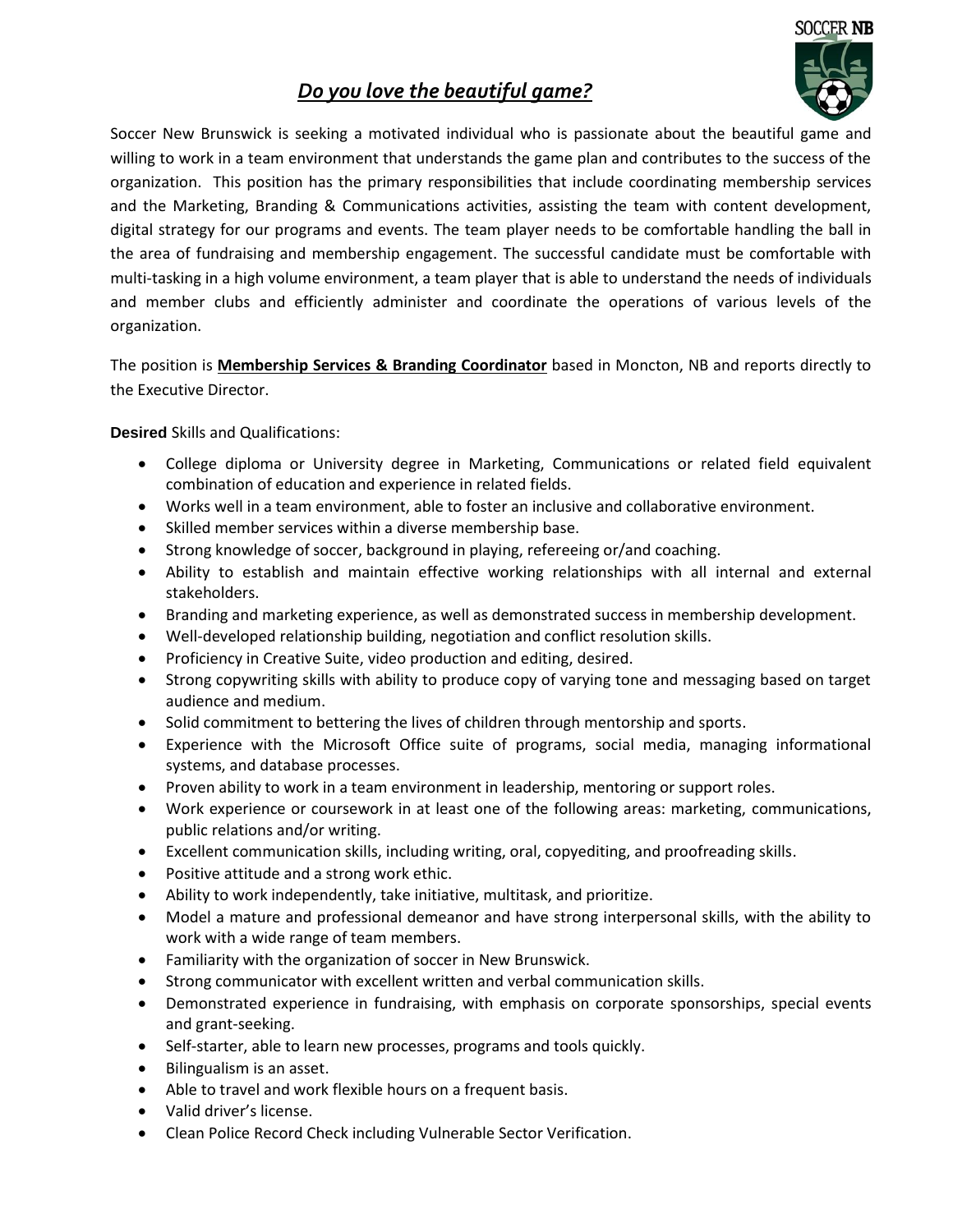SOCCER NB

# ***Do you love the beautiful game?***

Soccer New Brunswick is seeking a motivated individual who is passionate about the beautiful game and willing to work in a team environment that understands the game plan and contributes to the success of the organization. This position has the primary responsibilities that include coordinating membership services and the Marketing, Branding & Communications activities, assisting the team with content development, digital strategy for our programs and events. The team player needs to be comfortable handling the ball in the area of fundraising and membership engagement. The successful candidate must be comfortable with multi-tasking in a high volume environment, a team player that is able to understand the needs of individuals and member clubs and efficiently administer and coordinate the operations of various levels of the organization.

The position is **Membership Services & Branding Coordinator** based in Moncton, NB and reports directly to the Executive Director.

**Desired** Skills and Qualifications:

- College diploma or University degree in Marketing, Communications or related field equivalent combination of education and experience in related fields.
- Works well in a team environment, able to foster an inclusive and collaborative environment.
- Skilled member services within a diverse membership base.
- Strong knowledge of soccer, background in playing, refereeing or/and coaching.
- Ability to establish and maintain effective working relationships with all internal and external stakeholders.
- Branding and marketing experience, as well as demonstrated success in membership development.
- Well-developed relationship building, negotiation and conflict resolution skills.
- Proficiency in Creative Suite, video production and editing, desired.
- Strong copywriting skills with ability to produce copy of varying tone and messaging based on target audience and medium.
- Solid commitment to bettering the lives of children through mentorship and sports.
- Experience with the Microsoft Office suite of programs, social media, managing informational systems, and database processes.
- Proven ability to work in a team environment in leadership, mentoring or support roles.
- Work experience or coursework in at least one of the following areas: marketing, communications, public relations and/or writing.
- Excellent communication skills, including writing, oral, copyediting, and proofreading skills.
- Positive attitude and a strong work ethic.
- Ability to work independently, take initiative, multitask, and prioritize.
- Model a mature and professional demeanor and have strong interpersonal skills, with the ability to work with a wide range of team members.
- Familiarity with the organization of soccer in New Brunswick.
- Strong communicator with excellent written and verbal communication skills.
- Demonstrated experience in fundraising, with emphasis on corporate sponsorships, special events and grant-seeking.
- Self-starter, able to learn new processes, programs and tools quickly.
- Bilingualism is an asset.
- Able to travel and work flexible hours on a frequent basis.
- Valid driver's license.
- Clean Police Record Check including Vulnerable Sector Verification.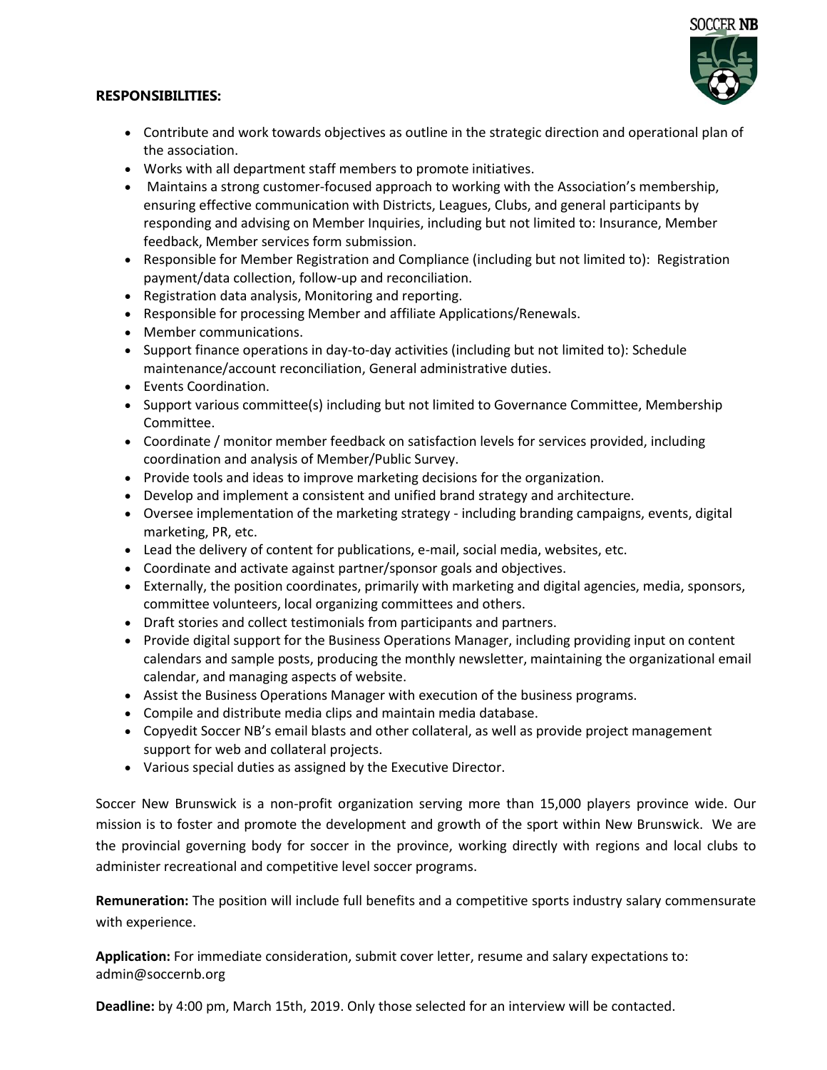**RESPONSIBILITIES:**

- Contribute and work towards objectives as outline in the strategic direction and operational plan of the association.
- Works with all department staff members to promote initiatives.
- Maintains a strong customer-focused approach to working with the Association's membership, ensuring effective communication with Districts, Leagues, Clubs, and general participants by responding and advising on Member Inquiries, including but not limited to: Insurance, Member feedback, Member services form submission.
- Responsible for Member Registration and Compliance (including but not limited to): Registration payment/data collection, follow-up and reconciliation.
- Registration data analysis, Monitoring and reporting.
- Responsible for processing Member and affiliate Applications/Renewals.
- Member communications.
- Support finance operations in day-to-day activities (including but not limited to): Schedule maintenance/account reconciliation, General administrative duties.
- Events Coordination.
- Support various committee(s) including but not limited to Governance Committee, Membership Committee.
- Coordinate / monitor member feedback on satisfaction levels for services provided, including coordination and analysis of Member/Public Survey.
- Provide tools and ideas to improve marketing decisions for the organization.
- Develop and implement a consistent and unified brand strategy and architecture.
- Oversee implementation of the marketing strategy - including branding campaigns, events, digital marketing, PR, etc.
- Lead the delivery of content for publications, e-mail, social media, websites, etc.
- Coordinate and activate against partner/sponsor goals and objectives.
- Externally, the position coordinates, primarily with marketing and digital agencies, media, sponsors, committee volunteers, local organizing committees and others.
- Draft stories and collect testimonials from participants and partners.
- Provide digital support for the Business Operations Manager, including providing input on content calendars and sample posts, producing the monthly newsletter, maintaining the organizational email calendar, and managing aspects of website.
- Assist the Business Operations Manager with execution of the business programs.
- Compile and distribute media clips and maintain media database.
- Copyedit Soccer NB's email blasts and other collateral, as well as provide project management support for web and collateral projects.
- Various special duties as assigned by the Executive Director.

Soccer New Brunswick is a non-profit organization serving more than 15,000 players province wide. Our mission is to foster and promote the development and growth of the sport within New Brunswick. We are the provincial governing body for soccer in the province, working directly with regions and local clubs to administer recreational and competitive level soccer programs.

**Remuneration:** The position will include full benefits and a competitive sports industry salary commensurate with experience.

**Application:** For immediate consideration, submit cover letter, resume and salary expectations to: admin@soccernb.org

**Deadline:** by 4:00 pm, March 15th, 2019. Only those selected for an interview will be contacted.